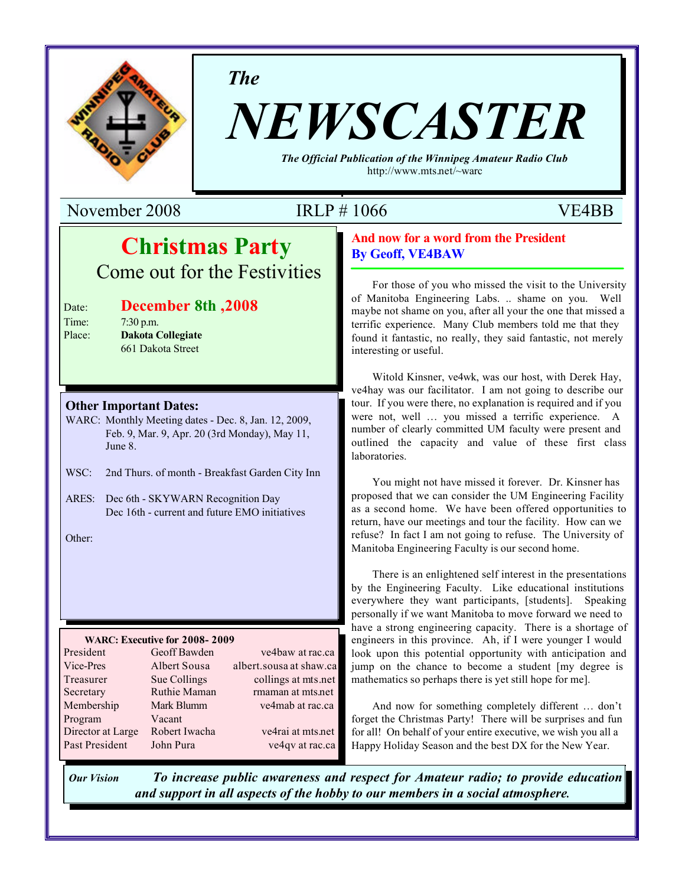*The*

# NEWSCASTER

***The Official Publication of the Winnipeg Amateur Radio Club***
http://www.mts.net/~warc

November 2008 IRLP # 1066 VE4BB

## Christmas Party

Come out for the Festivities

Date: **December 8th ,2008**
Time: 7:30 p.m.
Place: **Dakota Collegiate**
661 Dakota Street

### Other Important Dates:

WARC: Monthly Meeting dates - Dec. 8, Jan. 12, 2009, Feb. 9, Mar. 9, Apr. 20 (3rd Monday), May 11, June 8.

WSC: 2nd Thurs. of month - Breakfast Garden City Inn

ARES: Dec 6th - SKYWARN Recognition Day
Dec 16th - current and future EMO initiatives

Other:

**WARC: Executive for 2008- 2009**

| | | |
|---|---|---|
| President | Geoff Bawden | ve4baw at rac.ca |
| Vice-Pres | Albert Sousa | albert.sousa at shaw.ca |
| Treasurer | Sue Collings | collings at mts.net |
| Secretary | Ruthie Maman | rmaman at mts.net |
| Membership | Mark Blumm | ve4mab at rac.ca |
| Program | Vacant | |
| Director at Large | Robert Iwacha | ve4rai at mts.net |
| Past President | John Pura | ve4qv at rac.ca |

## And now for a word from the President
**By Geoff, VE4BAW**

For those of you who missed the visit to the University of Manitoba Engineering Labs. .. shame on you. Well maybe not shame on you, after all your the one that missed a terrific experience. Many Club members told me that they found it fantastic, no really, they said fantastic, not merely interesting or useful.

Witold Kinsner, ve4wk, was our host, with Derek Hay, ve4hay was our facilitator. I am not going to describe our tour. If you were there, no explanation is required and if you were not, well … you missed a terrific experience. A number of clearly committed UM faculty were present and outlined the capacity and value of these first class laboratories.

You might not have missed it forever. Dr. Kinsner has proposed that we can consider the UM Engineering Facility as a second home. We have been offered opportunities to return, have our meetings and tour the facility. How can we refuse? In fact I am not going to refuse. The University of Manitoba Engineering Faculty is our second home.

There is an enlightened self interest in the presentations by the Engineering Faculty. Like educational institutions everywhere they want participants, [students]. Speaking personally if we want Manitoba to move forward we need to have a strong engineering capacity. There is a shortage of engineers in this province. Ah, if I were younger I would look upon this potential opportunity with anticipation and jump on the chance to become a student [my degree is mathematics so perhaps there is yet still hope for me].

And now for something completely different … don't forget the Christmas Party! There will be surprises and fun for all! On behalf of your entire executive, we wish you all a Happy Holiday Season and the best DX for the New Year.

***Our Vision*** ***To increase public awareness and respect for Amateur radio; to provide education and support in all aspects of the hobby to our members in a social atmosphere.***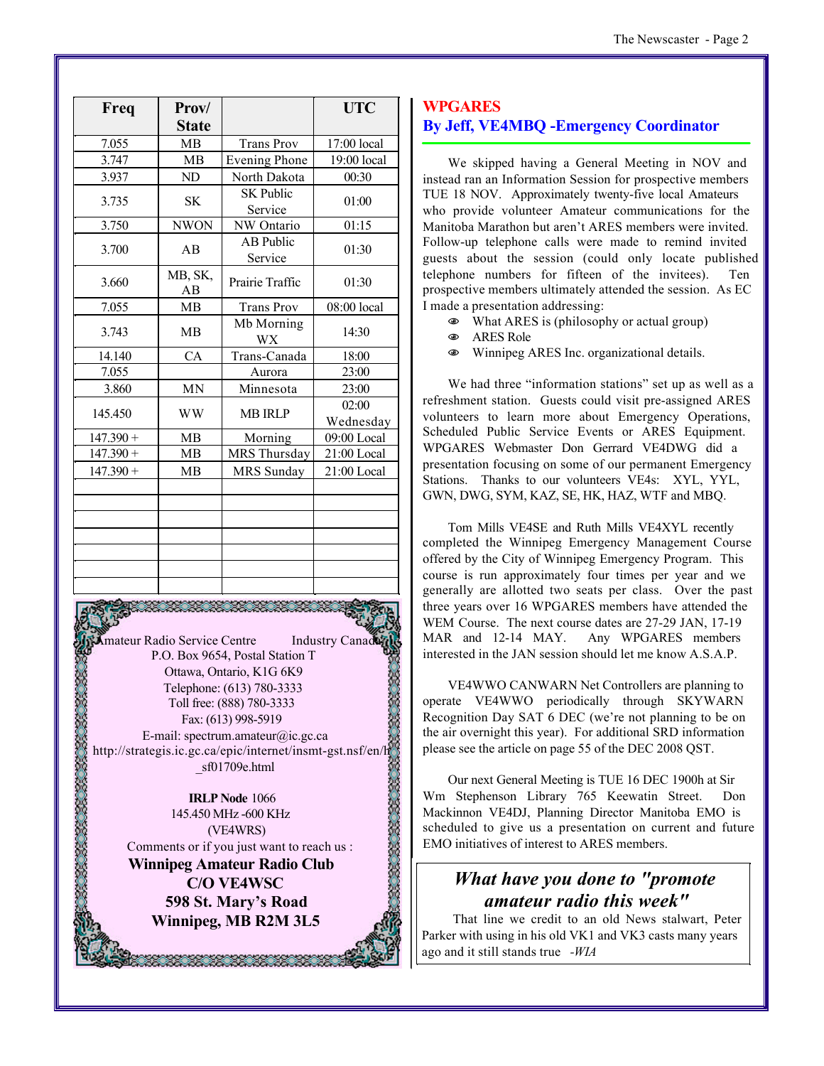| Freq | Prov/ State | | UTC |
|---|---|---|---|
| 7.055 | MB | Trans Prov | 17:00 local |
| 3.747 | MB | Evening Phone | 19:00 local |
| 3.937 | ND | North Dakota | 00:30 |
| 3.735 | SK | SK Public Service | 01:00 |
| 3.750 | NWON | NW Ontario | 01:15 |
| 3.700 | AB | AB Public Service | 01:30 |
| 3.660 | MB, SK, AB | Prairie Traffic | 01:30 |
| 7.055 | MB | Trans Prov | 08:00 local |
| 3.743 | MB | Mb Morning WX | 14:30 |
| 14.140 | CA | Trans-Canada | 18:00 |
| 7.055 | | Aurora | 23:00 |
| 3.860 | MN | Minnesota | 23:00 |
| 145.450 | WW | MB IRLP | 02:00 Wednesday |
| 147.390 + | MB | Morning | 09:00 Local |
| 147.390 + | MB | MRS Thursday | 21:00 Local |
| 147.390 + | MB | MRS Sunday | 21:00 Local |

Amateur Radio Service Centre Industry Canada
P.O. Box 9654, Postal Station T
Ottawa, Ontario, K1G 6K9
Telephone: (613) 780-3333
Toll free: (888) 780-3333
Fax: (613) 998-5919
E-mail: spectrum.amateur@ic.gc.ca
http://strategis.ic.gc.ca/epic/internet/insmt-gst.nsf/en/h_sf01709e.html

**IRLP Node** 1066
145.450 MHz -600 KHz
(VE4WRS)
Comments or if you just want to reach us :
**Winnipeg Amateur Radio Club**
**C/O VE4WSC**
**598 St. Mary's Road**
**Winnipeg, MB R2M 3L5**

## WPGARES
### By Jeff, VE4MBQ -Emergency Coordinator

We skipped having a General Meeting in NOV and instead ran an Information Session for prospective members TUE 18 NOV. Approximately twenty-five local Amateurs who provide volunteer Amateur communications for the Manitoba Marathon but aren't ARES members were invited. Follow-up telephone calls were made to remind invited guests about the session (could only locate published telephone numbers for fifteen of the invitees). Ten prospective members ultimately attended the session. As EC I made a presentation addressing:

- What ARES is (philosophy or actual group)
- ARES Role
- Winnipeg ARES Inc. organizational details.

We had three "information stations" set up as well as a refreshment station. Guests could visit pre-assigned ARES volunteers to learn more about Emergency Operations, Scheduled Public Service Events or ARES Equipment. WPGARES Webmaster Don Gerrard VE4DWG did a presentation focusing on some of our permanent Emergency Stations. Thanks to our volunteers VE4s: XYL, YYL, GWN, DWG, SYM, KAZ, SE, HK, HAZ, WTF and MBQ.

Tom Mills VE4SE and Ruth Mills VE4XYL recently completed the Winnipeg Emergency Management Course offered by the City of Winnipeg Emergency Program. This course is run approximately four times per year and we generally are allotted two seats per class. Over the past three years over 16 WPGARES members have attended the WEM Course. The next course dates are 27-29 JAN, 17-19 MAR and 12-14 MAY. Any WPGARES members interested in the JAN session should let me know A.S.A.P.

VE4WWO CANWARN Net Controllers are planning to operate VE4WWO periodically through SKYWARN Recognition Day SAT 6 DEC (we're not planning to be on the air overnight this year). For additional SRD information please see the article on page 55 of the DEC 2008 QST.

Our next General Meeting is TUE 16 DEC 1900h at Sir Wm Stephenson Library 765 Keewatin Street. Don Mackinnon VE4DJ, Planning Director Manitoba EMO is scheduled to give us a presentation on current and future EMO initiatives of interest to ARES members.

### *What have you done to "promote amateur radio this week"*

That line we credit to an old News stalwart, Peter Parker with using in his old VK1 and VK3 casts many years ago and it still stands true *-WIA*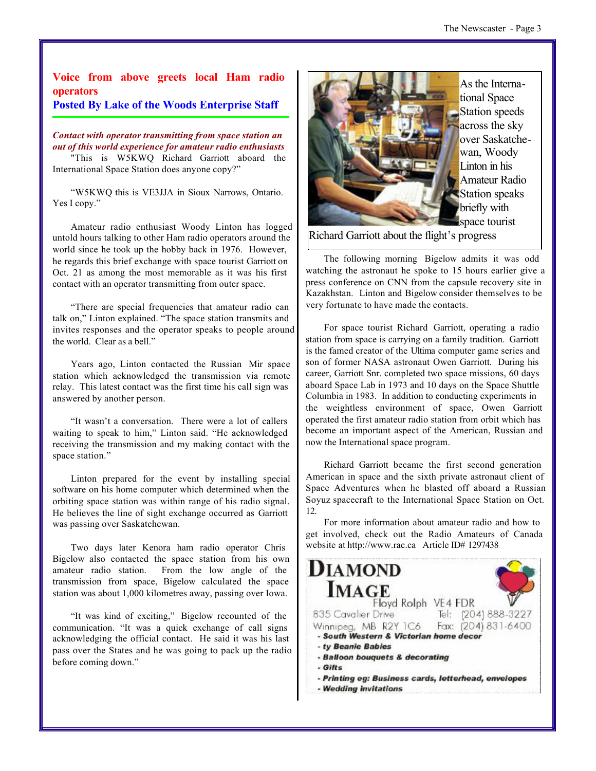## Voice from above greets local Ham radio operators

**Posted By Lake of the Woods Enterprise Staff**

***Contact with operator transmitting from space station an out of this world experience for amateur radio enthusiasts***

"This is W5KWQ Richard Garriott aboard the International Space Station does anyone copy?"

"W5KWQ this is VE3JJA in Sioux Narrows, Ontario. Yes I copy."

Amateur radio enthusiast Woody Linton has logged untold hours talking to other Ham radio operators around the world since he took up the hobby back in 1976. However, he regards this brief exchange with space tourist Garriott on Oct. 21 as among the most memorable as it was his first contact with an operator transmitting from outer space.

"There are special frequencies that amateur radio can talk on," Linton explained. "The space station transmits and invites responses and the operator speaks to people around the world. Clear as a bell."

Years ago, Linton contacted the Russian Mir space station which acknowledged the transmission via remote relay. This latest contact was the first time his call sign was answered by another person.

"It wasn't a conversation. There were a lot of callers waiting to speak to him," Linton said. "He acknowledged receiving the transmission and my making contact with the space station."

Linton prepared for the event by installing special software on his home computer which determined when the orbiting space station was within range of his radio signal. He believes the line of sight exchange occurred as Garriott was passing over Saskatchewan.

Two days later Kenora ham radio operator Chris Bigelow also contacted the space station from his own amateur radio station. From the low angle of the transmission from space, Bigelow calculated the space station was about 1,000 kilometres away, passing over Iowa.

"It was kind of exciting," Bigelow recounted of the communication. "It was a quick exchange of call signs acknowledging the official contact. He said it was his last pass over the States and he was going to pack up the radio before coming down."

As the International Space Station speeds across the sky over Saskatchewan, Woody Linton in his Amateur Radio Station speaks briefly with space tourist Richard Garriott about the flight's progress

The following morning Bigelow admits it was odd watching the astronaut he spoke to 15 hours earlier give a press conference on CNN from the capsule recovery site in Kazakhstan. Linton and Bigelow consider themselves to be very fortunate to have made the contacts.

For space tourist Richard Garriott, operating a radio station from space is carrying on a family tradition. Garriott is the famed creator of the Ultima computer game series and son of former NASA astronaut Owen Garriott. During his career, Garriott Snr. completed two space missions, 60 days aboard Space Lab in 1973 and 10 days on the Space Shuttle Columbia in 1983. In addition to conducting experiments in the weightless environment of space, Owen Garriott operated the first amateur radio station from orbit which has become an important aspect of the American, Russian and now the International space program.

Richard Garriott became the first second generation American in space and the sixth private astronaut client of Space Adventures when he blasted off aboard a Russian Soyuz spacecraft to the International Space Station on Oct. 12.

For more information about amateur radio and how to get involved, check out the Radio Amateurs of Canada website at http://www.rac.ca Article ID# 1297438

**DIAMOND IMAGE**

Floyd Rolph VE4 FDR

835 Cavalier Drive Tel: (204) 888-3227

Winnipeg, MB R2Y 1C6 Fax: (204) 831-6400

- ***South Western & Victorian home decor***
- ***ty Beanie Babies***
- ***Balloon bouquets & decorating***
- ***Gifts***
- ***Printing eg: Business cards, letterhead, envelopes***
- ***Wedding invitations***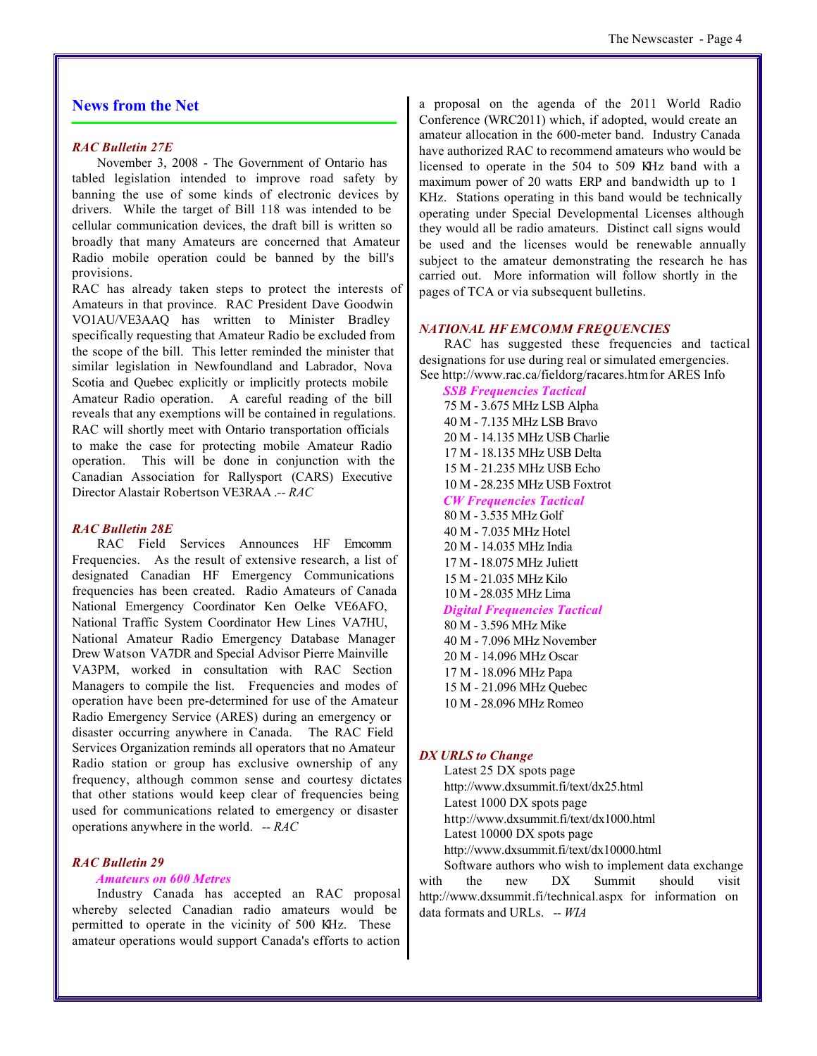## News from the Net

### *RAC Bulletin 27E*

November 3, 2008 - The Government of Ontario has tabled legislation intended to improve road safety by banning the use of some kinds of electronic devices by drivers. While the target of Bill 118 was intended to be cellular communication devices, the draft bill is written so broadly that many Amateurs are concerned that Amateur Radio mobile operation could be banned by the bill's provisions.

RAC has already taken steps to protect the interests of Amateurs in that province. RAC President Dave Goodwin VO1AU/VE3AAQ has written to Minister Bradley specifically requesting that Amateur Radio be excluded from the scope of the bill. This letter reminded the minister that similar legislation in Newfoundland and Labrador, Nova Scotia and Quebec explicitly or implicitly protects mobile Amateur Radio operation. A careful reading of the bill reveals that any exemptions will be contained in regulations. RAC will shortly meet with Ontario transportation officials to make the case for protecting mobile Amateur Radio operation. This will be done in conjunction with the Canadian Association for Rallysport (CARS) Executive Director Alastair Robertson VE3RAA .-- *RAC*

### *RAC Bulletin 28E*

RAC Field Services Announces HF Emcomm Frequencies. As the result of extensive research, a list of designated Canadian HF Emergency Communications frequencies has been created. Radio Amateurs of Canada National Emergency Coordinator Ken Oelke VE6AFO, National Traffic System Coordinator Hew Lines VA7HU, National Amateur Radio Emergency Database Manager Drew Watson VA7DR and Special Advisor Pierre Mainville VA3PM, worked in consultation with RAC Section Managers to compile the list. Frequencies and modes of operation have been pre-determined for use of the Amateur Radio Emergency Service (ARES) during an emergency or disaster occurring anywhere in Canada. The RAC Field Services Organization reminds all operators that no Amateur Radio station or group has exclusive ownership of any frequency, although common sense and courtesy dictates that other stations would keep clear of frequencies being used for communications related to emergency or disaster operations anywhere in the world. -- *RAC*

### *RAC Bulletin 29*

#### *Amateurs on 600 Metres*

Industry Canada has accepted an RAC proposal whereby selected Canadian radio amateurs would be permitted to operate in the vicinity of 500 KHz. These amateur operations would support Canada's efforts to action a proposal on the agenda of the 2011 World Radio Conference (WRC2011) which, if adopted, would create an amateur allocation in the 600-meter band. Industry Canada have authorized RAC to recommend amateurs who would be licensed to operate in the 504 to 509 KHz band with a maximum power of 20 watts ERP and bandwidth up to 1 KHz. Stations operating in this band would be technically operating under Special Developmental Licenses although they would all be radio amateurs. Distinct call signs would be used and the licenses would be renewable annually subject to the amateur demonstrating the research he has carried out. More information will follow shortly in the pages of TCA or via subsequent bulletins.

### *NATIONAL HF EMCOMM FREQUENCIES*

RAC has suggested these frequencies and tactical designations for use during real or simulated emergencies. See http://www.rac.ca/fieldorg/racares.htm for ARES Info

#### *SSB Frequencies Tactical*

75 M - 3.675 MHz LSB Alpha
40 M - 7.135 MHz LSB Bravo
20 M - 14.135 MHz USB Charlie
17 M - 18.135 MHz USB Delta
15 M - 21.235 MHz USB Echo
10 M - 28.235 MHz USB Foxtrot

#### *CW Frequencies Tactical*

80 M - 3.535 MHz Golf
40 M - 7.035 MHz Hotel
20 M - 14.035 MHz India
17 M - 18.075 MHz Juliett
15 M - 21.035 MHz Kilo
10 M - 28.035 MHz Lima

#### *Digital Frequencies Tactical*

80 M - 3.596 MHz Mike
40 M - 7.096 MHz November
20 M - 14.096 MHz Oscar
17 M - 18.096 MHz Papa
15 M - 21.096 MHz Quebec
10 M - 28.096 MHz Romeo

### *DX URLS to Change*

Latest 25 DX spots page
http://www.dxsummit.fi/text/dx25.html
Latest 1000 DX spots page
http://www.dxsummit.fi/text/dx1000.html
Latest 10000 DX spots page
http://www.dxsummit.fi/text/dx10000.html

Software authors who wish to implement data exchange with the new DX Summit should visit http://www.dxsummit.fi/technical.aspx for information on data formats and URLs. -- *WIA*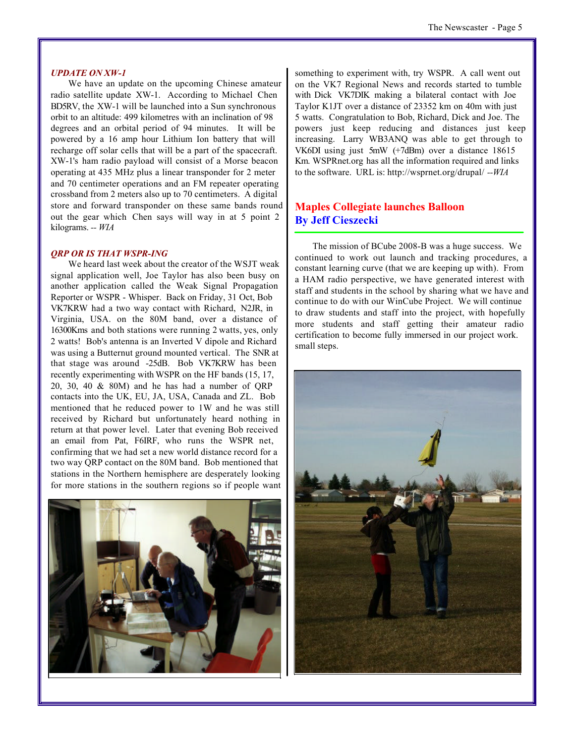### *UPDATE ON XW-1*

We have an update on the upcoming Chinese amateur radio satellite update XW-1. According to Michael Chen BD5RV, the XW-1 will be launched into a Sun synchronous orbit to an altitude: 499 kilometres with an inclination of 98 degrees and an orbital period of 94 minutes. It will be powered by a 16 amp hour Lithium Ion battery that will recharge off solar cells that will be a part of the spacecraft. XW-1's ham radio payload will consist of a Morse beacon operating at 435 MHz plus a linear transponder for 2 meter and 70 centimeter operations and an FM repeater operating crossband from 2 meters also up to 70 centimeters. A digital store and forward transponder on these same bands round out the gear which Chen says will way in at 5 point 2 kilograms. -- *WIA*

### *QRP OR IS THAT WSPR-ING*

We heard last week about the creator of the WSJT weak signal application well, Joe Taylor has also been busy on another application called the Weak Signal Propagation Reporter or WSPR - Whisper. Back on Friday, 31 Oct, Bob VK7KRW had a two way contact with Richard, N2JR, in Virginia, USA. on the 80M band, over a distance of 16300Kms and both stations were running 2 watts, yes, only 2 watts! Bob's antenna is an Inverted V dipole and Richard was using a Butternut ground mounted vertical. The SNR at that stage was around -25dB. Bob VK7KRW has been recently experimenting with WSPR on the HF bands (15, 17, 20, 30, 40 & 80M) and he has had a number of QRP contacts into the UK, EU, JA, USA, Canada and ZL. Bob mentioned that he reduced power to 1W and he was still received by Richard but unfortunately heard nothing in return at that power level. Later that evening Bob received an email from Pat, F6IRF, who runs the WSPR net, confirming that we had set a new world distance record for a two way QRP contact on the 80M band. Bob mentioned that stations in the Northern hemisphere are desperately looking for more stations in the southern regions so if people want something to experiment with, try WSPR. A call went out on the VK7 Regional News and records started to tumble with Dick VK7DIK making a bilateral contact with Joe Taylor K1JT over a distance of 23352 km on 40m with just 5 watts. Congratulation to Bob, Richard, Dick and Joe. The powers just keep reducing and distances just keep increasing. Larry WB3ANQ was able to get through to VK6DI using just 5mW (+7dBm) over a distance 18615 Km. WSPRnet.org has all the information required and links to the software. URL is: http://wsprnet.org/drupal/ --*WIA*

## Maples Collegiate launches Balloon
## By Jeff Cieszecki

The mission of BCube 2008-B was a huge success. We continued to work out launch and tracking procedures, a constant learning curve (that we are keeping up with). From a HAM radio perspective, we have generated interest with staff and students in the school by sharing what we have and continue to do with our WinCube Project. We will continue to draw students and staff into the project, with hopefully more students and staff getting their amateur radio certification to become fully immersed in our project work. small steps.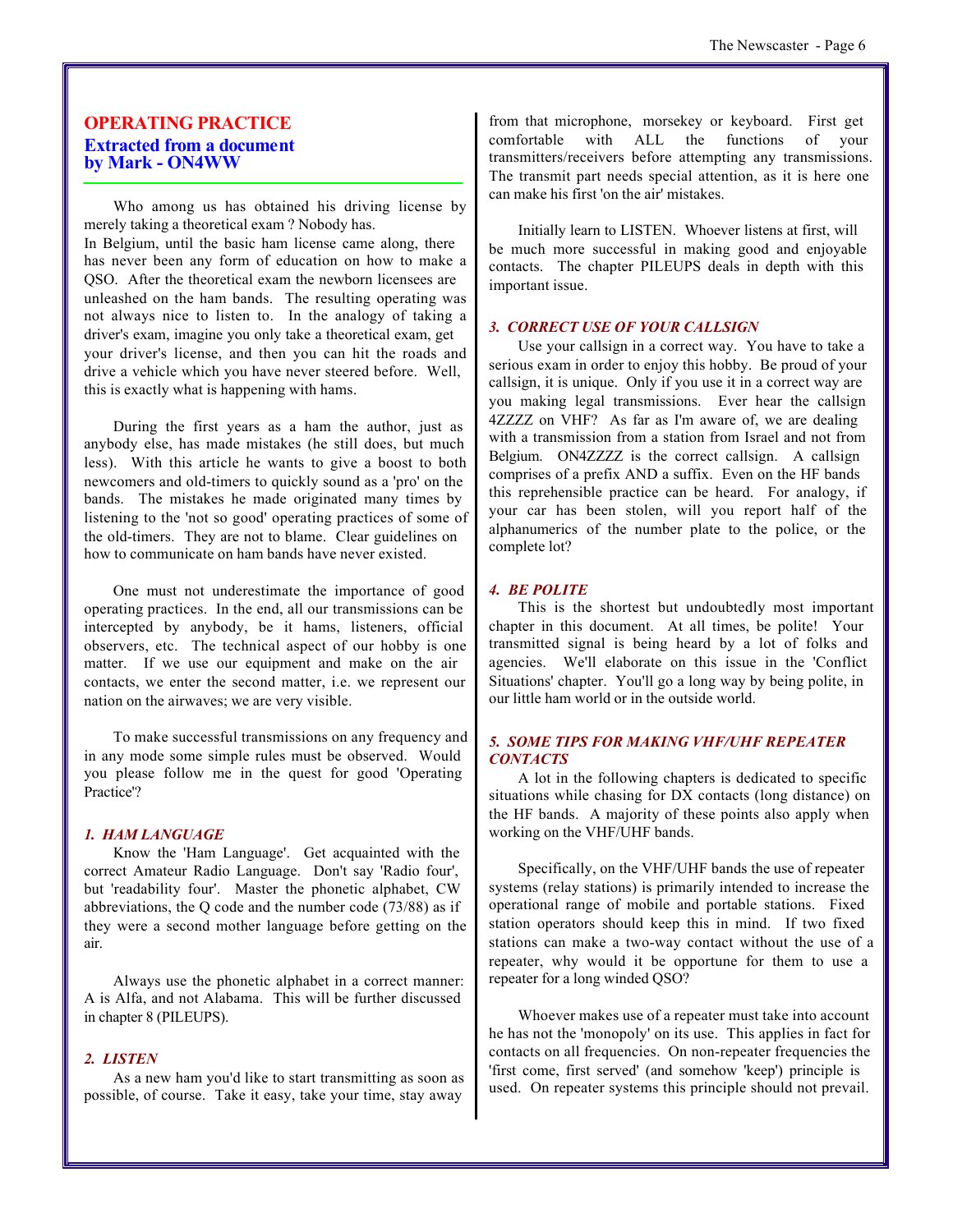## OPERATING PRACTICE

### Extracted from a document by Mark - ON4WW

Who among us has obtained his driving license by merely taking a theoretical exam ? Nobody has.
In Belgium, until the basic ham license came along, there has never been any form of education on how to make a QSO. After the theoretical exam the newborn licensees are unleashed on the ham bands. The resulting operating was not always nice to listen to. In the analogy of taking a driver's exam, imagine you only take a theoretical exam, get your driver's license, and then you can hit the roads and drive a vehicle which you have never steered before. Well, this is exactly what is happening with hams.

During the first years as a ham the author, just as anybody else, has made mistakes (he still does, but much less). With this article he wants to give a boost to both newcomers and old-timers to quickly sound as a 'pro' on the bands. The mistakes he made originated many times by listening to the 'not so good' operating practices of some of the old-timers. They are not to blame. Clear guidelines on how to communicate on ham bands have never existed.

One must not underestimate the importance of good operating practices. In the end, all our transmissions can be intercepted by anybody, be it hams, listeners, official observers, etc. The technical aspect of our hobby is one matter. If we use our equipment and make on the air contacts, we enter the second matter, i.e. we represent our nation on the airwaves; we are very visible.

To make successful transmissions on any frequency and in any mode some simple rules must be observed. Would you please follow me in the quest for good 'Operating Practice'?

#### *1. HAM LANGUAGE*

Know the 'Ham Language'. Get acquainted with the correct Amateur Radio Language. Don't say 'Radio four', but 'readability four'. Master the phonetic alphabet, CW abbreviations, the Q code and the number code (73/88) as if they were a second mother language before getting on the air.

Always use the phonetic alphabet in a correct manner: A is Alfa, and not Alabama. This will be further discussed in chapter 8 (PILEUPS).

#### *2. LISTEN*

As a new ham you'd like to start transmitting as soon as possible, of course. Take it easy, take your time, stay away from that microphone, morsekey or keyboard. First get comfortable with ALL the functions of your transmitters/receivers before attempting any transmissions. The transmit part needs special attention, as it is here one can make his first 'on the air' mistakes.

Initially learn to LISTEN. Whoever listens at first, will be much more successful in making good and enjoyable contacts. The chapter PILEUPS deals in depth with this important issue.

#### *3. CORRECT USE OF YOUR CALLSIGN*

Use your callsign in a correct way. You have to take a serious exam in order to enjoy this hobby. Be proud of your callsign, it is unique. Only if you use it in a correct way are you making legal transmissions. Ever hear the callsign 4ZZZZ on VHF? As far as I'm aware of, we are dealing with a transmission from a station from Israel and not from Belgium. ON4ZZZZ is the correct callsign. A callsign comprises of a prefix AND a suffix. Even on the HF bands this reprehensible practice can be heard. For analogy, if your car has been stolen, will you report half of the alphanumerics of the number plate to the police, or the complete lot?

#### *4. BE POLITE*

This is the shortest but undoubtedly most important chapter in this document. At all times, be polite! Your transmitted signal is being heard by a lot of folks and agencies. We'll elaborate on this issue in the 'Conflict Situations' chapter. You'll go a long way by being polite, in our little ham world or in the outside world.

#### *5. SOME TIPS FOR MAKING VHF/UHF REPEATER CONTACTS*

A lot in the following chapters is dedicated to specific situations while chasing for DX contacts (long distance) on the HF bands. A majority of these points also apply when working on the VHF/UHF bands.

Specifically, on the VHF/UHF bands the use of repeater systems (relay stations) is primarily intended to increase the operational range of mobile and portable stations. Fixed station operators should keep this in mind. If two fixed stations can make a two-way contact without the use of a repeater, why would it be opportune for them to use a repeater for a long winded QSO?

Whoever makes use of a repeater must take into account he has not the 'monopoly' on its use. This applies in fact for contacts on all frequencies. On non-repeater frequencies the 'first come, first served' (and somehow 'keep') principle is used. On repeater systems this principle should not prevail.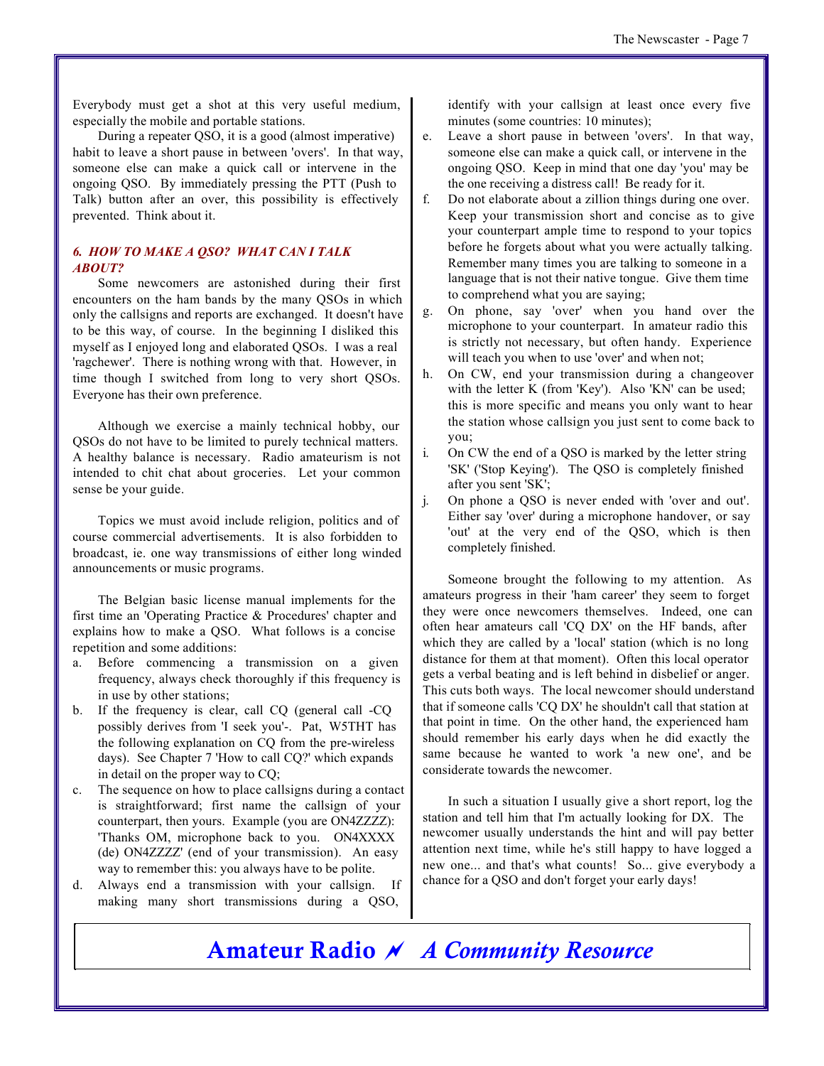Everybody must get a shot at this very useful medium, especially the mobile and portable stations.

During a repeater QSO, it is a good (almost imperative) habit to leave a short pause in between 'overs'. In that way, someone else can make a quick call or intervene in the ongoing QSO. By immediately pressing the PTT (Push to Talk) button after an over, this possibility is effectively prevented. Think about it.

### *6. HOW TO MAKE A QSO? WHAT CAN I TALK ABOUT?*

Some newcomers are astonished during their first encounters on the ham bands by the many QSOs in which only the callsigns and reports are exchanged. It doesn't have to be this way, of course. In the beginning I disliked this myself as I enjoyed long and elaborated QSOs. I was a real 'ragchewer'. There is nothing wrong with that. However, in time though I switched from long to very short QSOs. Everyone has their own preference.

Although we exercise a mainly technical hobby, our QSOs do not have to be limited to purely technical matters. A healthy balance is necessary. Radio amateurism is not intended to chit chat about groceries. Let your common sense be your guide.

Topics we must avoid include religion, politics and of course commercial advertisements. It is also forbidden to broadcast, ie. one way transmissions of either long winded announcements or music programs.

The Belgian basic license manual implements for the first time an 'Operating Practice & Procedures' chapter and explains how to make a QSO. What follows is a concise repetition and some additions:

a. Before commencing a transmission on a given frequency, always check thoroughly if this frequency is in use by other stations;
b. If the frequency is clear, call CQ (general call -CQ possibly derives from 'I seek you'-. Pat, W5THT has the following explanation on CQ from the pre-wireless days). See Chapter 7 'How to call CQ?' which expands in detail on the proper way to CQ;
c. The sequence on how to place callsigns during a contact is straightforward; first name the callsign of your counterpart, then yours. Example (you are ON4ZZZZ): 'Thanks OM, microphone back to you. ON4XXXX (de) ON4ZZZZ' (end of your transmission). An easy way to remember this: you always have to be polite.
d. Always end a transmission with your callsign. If making many short transmissions during a QSO, identify with your callsign at least once every five minutes (some countries: 10 minutes);
e. Leave a short pause in between 'overs'. In that way, someone else can make a quick call, or intervene in the ongoing QSO. Keep in mind that one day 'you' may be the one receiving a distress call! Be ready for it.
f. Do not elaborate about a zillion things during one over. Keep your transmission short and concise as to give your counterpart ample time to respond to your topics before he forgets about what you were actually talking. Remember many times you are talking to someone in a language that is not their native tongue. Give them time to comprehend what you are saying;
g. On phone, say 'over' when you hand over the microphone to your counterpart. In amateur radio this is strictly not necessary, but often handy. Experience will teach you when to use 'over' and when not;
h. On CW, end your transmission during a changeover with the letter K (from 'Key'). Also 'KN' can be used; this is more specific and means you only want to hear the station whose callsign you just sent to come back to you;
i. On CW the end of a QSO is marked by the letter string 'SK' ('Stop Keying'). The QSO is completely finished after you sent 'SK';
j. On phone a QSO is never ended with 'over and out'. Either say 'over' during a microphone handover, or say 'out' at the very end of the QSO, which is then completely finished.

Someone brought the following to my attention. As amateurs progress in their 'ham career' they seem to forget they were once newcomers themselves. Indeed, one can often hear amateurs call 'CQ DX' on the HF bands, after which they are called by a 'local' station (which is no long distance for them at that moment). Often this local operator gets a verbal beating and is left behind in disbelief or anger. This cuts both ways. The local newcomer should understand that if someone calls 'CQ DX' he shouldn't call that station at that point in time. On the other hand, the experienced ham should remember his early days when he did exactly the same because he wanted to work 'a new one', and be considerate towards the newcomer.

In such a situation I usually give a short report, log the station and tell him that I'm actually looking for DX. The newcomer usually understands the hint and will pay better attention next time, while he's still happy to have logged a new one... and that's what counts! So... give everybody a chance for a QSO and don't forget your early days!

**Amateur Radio** *A Community Resource*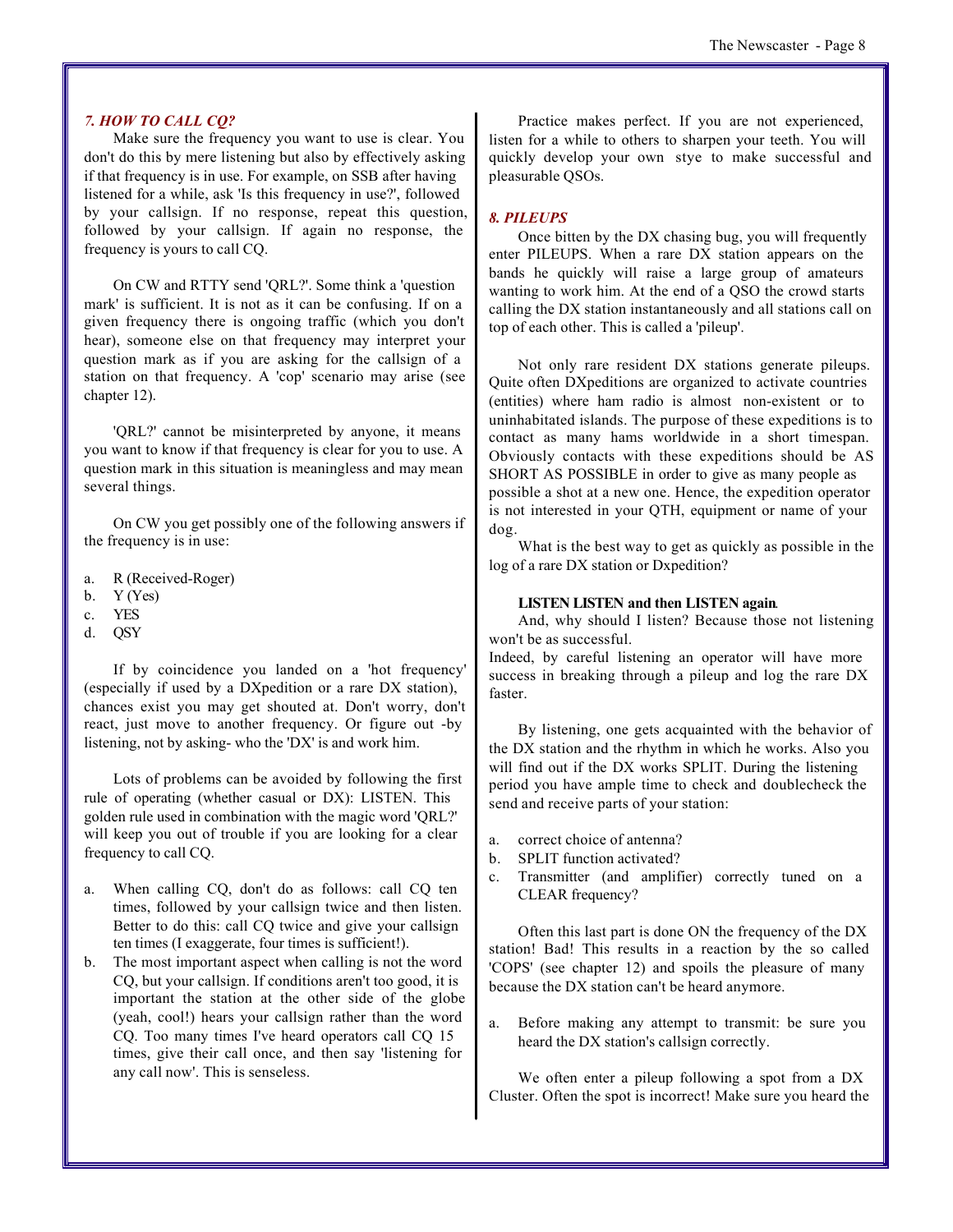### *7. HOW TO CALL CQ?*

Make sure the frequency you want to use is clear. You don't do this by mere listening but also by effectively asking if that frequency is in use. For example, on SSB after having listened for a while, ask 'Is this frequency in use?', followed by your callsign. If no response, repeat this question, followed by your callsign. If again no response, the frequency is yours to call CQ.

On CW and RTTY send 'QRL?'. Some think a 'question mark' is sufficient. It is not as it can be confusing. If on a given frequency there is ongoing traffic (which you don't hear), someone else on that frequency may interpret your question mark as if you are asking for the callsign of a station on that frequency. A 'cop' scenario may arise (see chapter 12).

'QRL?' cannot be misinterpreted by anyone, it means you want to know if that frequency is clear for you to use. A question mark in this situation is meaningless and may mean several things.

On CW you get possibly one of the following answers if the frequency is in use:

a. R (Received-Roger)
b. Y (Yes)
c. YES
d. QSY

If by coincidence you landed on a 'hot frequency' (especially if used by a DXpedition or a rare DX station), chances exist you may get shouted at. Don't worry, don't react, just move to another frequency. Or figure out -by listening, not by asking- who the 'DX' is and work him.

Lots of problems can be avoided by following the first rule of operating (whether casual or DX): LISTEN. This golden rule used in combination with the magic word 'QRL?' will keep you out of trouble if you are looking for a clear frequency to call CQ.

a. When calling CQ, don't do as follows: call CQ ten times, followed by your callsign twice and then listen. Better to do this: call CQ twice and give your callsign ten times (I exaggerate, four times is sufficient!).
b. The most important aspect when calling is not the word CQ, but your callsign. If conditions aren't too good, it is important the station at the other side of the globe (yeah, cool!) hears your callsign rather than the word CQ. Too many times I've heard operators call CQ 15 times, give their call once, and then say 'listening for any call now'. This is senseless.

Practice makes perfect. If you are not experienced, listen for a while to others to sharpen your teeth. You will quickly develop your own stye to make successful and pleasurable QSOs.

### *8. PILEUPS*

Once bitten by the DX chasing bug, you will frequently enter PILEUPS. When a rare DX station appears on the bands he quickly will raise a large group of amateurs wanting to work him. At the end of a QSO the crowd starts calling the DX station instantaneously and all stations call on top of each other. This is called a 'pileup'.

Not only rare resident DX stations generate pileups. Quite often DXpeditions are organized to activate countries (entities) where ham radio is almost non-existent or to uninhabitated islands. The purpose of these expeditions is to contact as many hams worldwide in a short timespan. Obviously contacts with these expeditions should be AS SHORT AS POSSIBLE in order to give as many people as possible a shot at a new one. Hence, the expedition operator is not interested in your QTH, equipment or name of your dog.

What is the best way to get as quickly as possible in the log of a rare DX station or Dxpedition?

**LISTEN LISTEN and then LISTEN again**.

And, why should I listen? Because those not listening won't be as successful.
Indeed, by careful listening an operator will have more success in breaking through a pileup and log the rare DX faster.

By listening, one gets acquainted with the behavior of the DX station and the rhythm in which he works. Also you will find out if the DX works SPLIT. During the listening period you have ample time to check and doublecheck the send and receive parts of your station:

a. correct choice of antenna?
b. SPLIT function activated?
c. Transmitter (and amplifier) correctly tuned on a CLEAR frequency?

Often this last part is done ON the frequency of the DX station! Bad! This results in a reaction by the so called 'COPS' (see chapter 12) and spoils the pleasure of many because the DX station can't be heard anymore.

a. Before making any attempt to transmit: be sure you heard the DX station's callsign correctly.

We often enter a pileup following a spot from a DX Cluster. Often the spot is incorrect! Make sure you heard the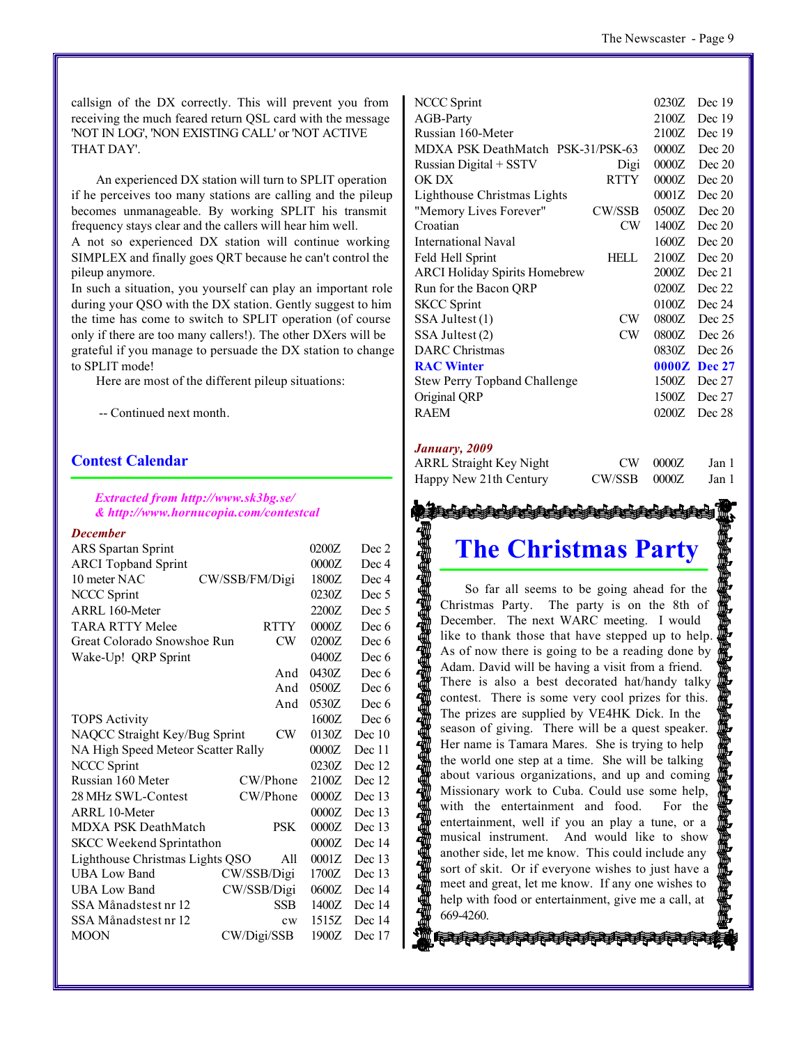callsign of the DX correctly. This will prevent you from receiving the much feared return QSL card with the message 'NOT IN LOG', 'NON EXISTING CALL' or 'NOT ACTIVE THAT DAY'.

An experienced DX station will turn to SPLIT operation if he perceives too many stations are calling and the pileup becomes unmanageable. By working SPLIT his transmit frequency stays clear and the callers will hear him well.
A not so experienced DX station will continue working SIMPLEX and finally goes QRT because he can't control the pileup anymore.
In such a situation, you yourself can play an important role during your QSO with the DX station. Gently suggest to him the time has come to switch to SPLIT operation (of course only if there are too many callers!). The other DXers will be grateful if you manage to persuade the DX station to change to SPLIT mode!

Here are most of the different pileup situations:

-- Continued next month.

## Contest Calendar

*Extracted from http://www.sk3bg.se/ & http://www.hornucopia.com/contestcal*

***December***

| Contest | Mode | Time | Date |
|---|---|---|---|
| ARS Spartan Sprint | | 0200Z | Dec 2 |
| ARCI Topband Sprint | | 0000Z | Dec 4 |
| 10 meter NAC | CW/SSB/FM/Digi | 1800Z | Dec 4 |
| NCCC Sprint | | 0230Z | Dec 5 |
| ARRL 160-Meter | | 2200Z | Dec 5 |
| TARA RTTY Melee | RTTY | 0000Z | Dec 6 |
| Great Colorado Snowshoe Run | CW | 0200Z | Dec 6 |
| Wake-Up! QRP Sprint | | 0400Z | Dec 6 |
| | And | 0430Z | Dec 6 |
| | And | 0500Z | Dec 6 |
| | And | 0530Z | Dec 6 |
| TOPS Activity | | 1600Z | Dec 6 |
| NAQCC Straight Key/Bug Sprint | CW | 0130Z | Dec 10 |
| NA High Speed Meteor Scatter Rally | | 0000Z | Dec 11 |
| NCCC Sprint | | 0230Z | Dec 12 |
| Russian 160 Meter | CW/Phone | 2100Z | Dec 12 |
| 28 MHz SWL-Contest | CW/Phone | 0000Z | Dec 13 |
| ARRL 10-Meter | | 0000Z | Dec 13 |
| MDXA PSK DeathMatch | PSK | 0000Z | Dec 13 |
| SKCC Weekend Sprintathon | | 0000Z | Dec 14 |
| Lighthouse Christmas Lights QSO | All | 0001Z | Dec 13 |
| UBA Low Band | CW/SSB/Digi | 1700Z | Dec 13 |
| UBA Low Band | CW/SSB/Digi | 0600Z | Dec 14 |
| SSA Månadstest nr 12 | SSB | 1400Z | Dec 14 |
| SSA Månadstest nr 12 | cw | 1515Z | Dec 14 |
| MOON | CW/Digi/SSB | 1900Z | Dec 17 |
| NCCC Sprint | | 0230Z | Dec 19 |
| AGB-Party | | 2100Z | Dec 19 |
| Russian 160-Meter | | 2100Z | Dec 19 |
| MDXA PSK DeathMatch | PSK-31/PSK-63 | 0000Z | Dec 20 |
| Russian Digital + SSTV | Digi | 0000Z | Dec 20 |
| OK DX | RTTY | 0000Z | Dec 20 |
| Lighthouse Christmas Lights | | 0001Z | Dec 20 |
| "Memory Lives Forever" | CW/SSB | 0500Z | Dec 20 |
| Croatian | CW | 1400Z | Dec 20 |
| International Naval | | 1600Z | Dec 20 |
| Feld Hell Sprint | HELL | 2100Z | Dec 20 |
| ARCI Holiday Spirits Homebrew | | 2000Z | Dec 21 |
| Run for the Bacon QRP | | 0200Z | Dec 22 |
| SKCC Sprint | | 0100Z | Dec 24 |
| SSA Jultest (1) | CW | 0800Z | Dec 25 |
| SSA Jultest (2) | CW | 0800Z | Dec 26 |
| DARC Christmas | | 0830Z | Dec 26 |
| **RAC Winter** | | **0000Z** | **Dec 27** |
| Stew Perry Topband Challenge | | 1500Z | Dec 27 |
| Original QRP | | 1500Z | Dec 27 |
| RAEM | | 0200Z | Dec 28 |

***January, 2009***

| Contest | Mode | Time | Date |
|---|---|---|---|
| ARRL Straight Key Night | CW | 0000Z | Jan 1 |
| Happy New 21th Century | CW/SSB | 0000Z | Jan 1 |

## The Christmas Party

So far all seems to be going ahead for the Christmas Party. The party is on the 8th of December. The next WARC meeting. I would like to thank those that have stepped up to help. As of now there is going to be a reading done by Adam. David will be having a visit from a friend. There is also a best decorated hat/handy talky contest. There is some very cool prizes for this. The prizes are supplied by VE4HK Dick. In the season of giving. There will be a quest speaker. Her name is Tamara Mares. She is trying to help the world one step at a time. She will be talking about various organizations, and up and coming Missionary work to Cuba. Could use some help, with the entertainment and food. For the entertainment, well if you an play a tune, or a musical instrument. And would like to show another side, let me know. This could include any sort of skit. Or if everyone wishes to just have a meet and great, let me know. If any one wishes to help with food or entertainment, give me a call, at 669-4260.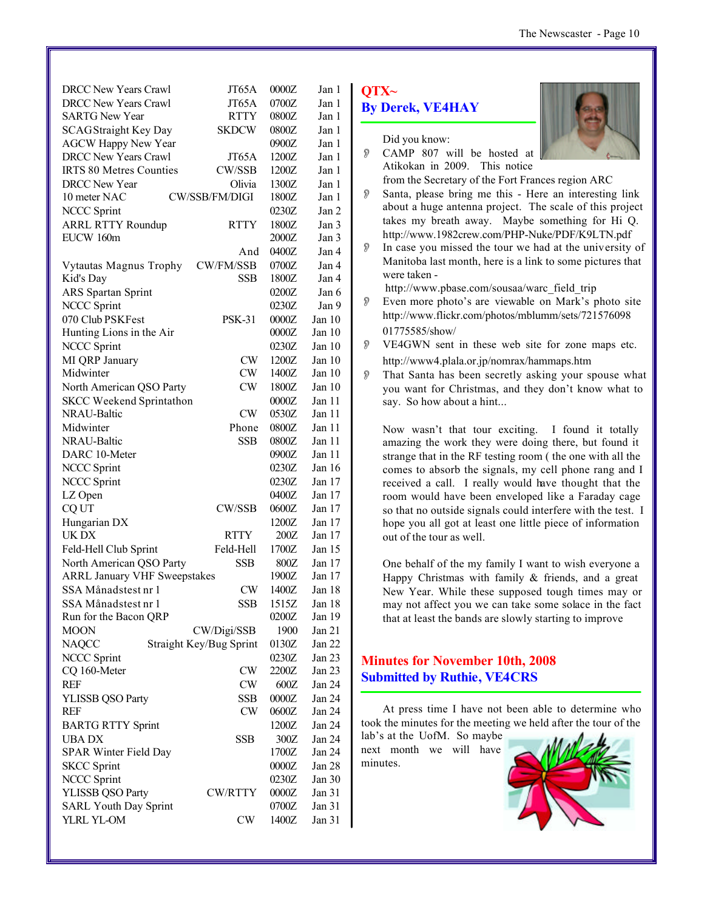| | | | |
|---|---|---|---|
| DRCC New Years Crawl | JT65A | 0000Z | Jan 1 |
| DRCC New Years Crawl | JT65A | 0700Z | Jan 1 |
| SARTG New Year | RTTY | 0800Z | Jan 1 |
| SCAGStraight Key Day | SKDCW | 0800Z | Jan 1 |
| AGCW Happy New Year | | 0900Z | Jan 1 |
| DRCC New Years Crawl | JT65A | 1200Z | Jan 1 |
| IRTS 80 Metres Counties | CW/SSB | 1200Z | Jan 1 |
| DRCC New Year | Olivia | 1300Z | Jan 1 |
| 10 meter NAC | CW/SSB/FM/DIGI | 1800Z | Jan 1 |
| NCCC Sprint | | 0230Z | Jan 2 |
| ARRL RTTY Roundup | RTTY | 1800Z | Jan 3 |
| EUCW 160m | | 2000Z | Jan 3 |
| | And | 0400Z | Jan 4 |
| Vytautas Magnus Trophy | CW/FM/SSB | 0700Z | Jan 4 |
| Kid's Day | SSB | 1800Z | Jan 4 |
| ARS Spartan Sprint | | 0200Z | Jan 6 |
| NCCC Sprint | | 0230Z | Jan 9 |
| 070 Club PSKFest | PSK-31 | 0000Z | Jan 10 |
| Hunting Lions in the Air | | 0000Z | Jan 10 |
| NCCC Sprint | | 0230Z | Jan 10 |
| MI QRP January | CW | 1200Z | Jan 10 |
| Midwinter | CW | 1400Z | Jan 10 |
| North American QSO Party | CW | 1800Z | Jan 10 |
| SKCC Weekend Sprintathon | | 0000Z | Jan 11 |
| NRAU-Baltic | CW | 0530Z | Jan 11 |
| Midwinter | Phone | 0800Z | Jan 11 |
| NRAU-Baltic | SSB | 0800Z | Jan 11 |
| DARC 10-Meter | | 0900Z | Jan 11 |
| NCCC Sprint | | 0230Z | Jan 16 |
| NCCC Sprint | | 0230Z | Jan 17 |
| LZ Open | | 0400Z | Jan 17 |
| CQ UT | CW/SSB | 0600Z | Jan 17 |
| Hungarian DX | | 1200Z | Jan 17 |
| UK DX | RTTY | 200Z | Jan 17 |
| Feld-Hell Club Sprint | Feld-Hell | 1700Z | Jan 15 |
| North American QSO Party | SSB | 800Z | Jan 17 |
| ARRL January VHF Sweepstakes | | 1900Z | Jan 17 |
| SSA Månadstest nr 1 | CW | 1400Z | Jan 18 |
| SSA Månadstest nr 1 | SSB | 1515Z | Jan 18 |
| Run for the Bacon QRP | | 0200Z | Jan 19 |
| MOON | CW/Digi/SSB | 1900 | Jan 21 |
| NAQCC | Straight Key/Bug Sprint | 0130Z | Jan 22 |
| NCCC Sprint | | 0230Z | Jan 23 |
| CQ 160-Meter | CW | 2200Z | Jan 23 |
| REF | CW | 600Z | Jan 24 |
| YLISSB QSO Party | SSB | 0000Z | Jan 24 |
| REF | CW | 0600Z | Jan 24 |
| BARTG RTTY Sprint | | 1200Z | Jan 24 |
| UBA DX | SSB | 300Z | Jan 24 |
| SPAR Winter Field Day | | 1700Z | Jan 24 |
| SKCC Sprint | | 0000Z | Jan 28 |
| NCCC Sprint | | 0230Z | Jan 30 |
| YLISSB QSO Party | CW/RTTY | 0000Z | Jan 31 |
| SARL Youth Day Sprint | | 0700Z | Jan 31 |
| YLRL YL-OM | CW | 1400Z | Jan 31 |

## QTX~
## By Derek, VE4HAY

Did you know:

- CAMP 807 will be hosted at Atikokan in 2009. This notice from the Secretary of the Fort Frances region ARC
- Santa, please bring me this - Here an interesting link about a huge antenna project. The scale of this project takes my breath away. Maybe something for Hi Q. http://www.1982crew.com/PHP-Nuke/PDF/K9LTN.pdf
- In case you missed the tour we had at the university of Manitoba last month, here is a link to some pictures that were taken - http://www.pbase.com/sousaa/warc_field_trip
- Even more photo's are viewable on Mark's photo site http://www.flickr.com/photos/mblumm/sets/72157609801775585/show/
- VE4GWN sent in these web site for zone maps etc. http://www4.plala.or.jp/nomrax/hammaps.htm
- That Santa has been secretly asking your spouse what you want for Christmas, and they don't know what to say. So how about a hint...

Now wasn't that tour exciting. I found it totally amazing the work they were doing there, but found it strange that in the RF testing room ( the one with all the comes to absorb the signals, my cell phone rang and I received a call. I really would have thought that the room would have been enveloped like a Faraday cage so that no outside signals could interfere with the test. I hope you all got at least one little piece of information out of the tour as well.

One behalf of the my family I want to wish everyone a Happy Christmas with family & friends, and a great New Year. While these supposed tough times may or may not affect you we can take some solace in the fact that at least the bands are slowly starting to improve

## Minutes for November 10th, 2008
## Submitted by Ruthie, VE4CRS

At press time I have not been able to determine who took the minutes for the meeting we held after the tour of the lab's at the UofM. So maybe next month we will have minutes.